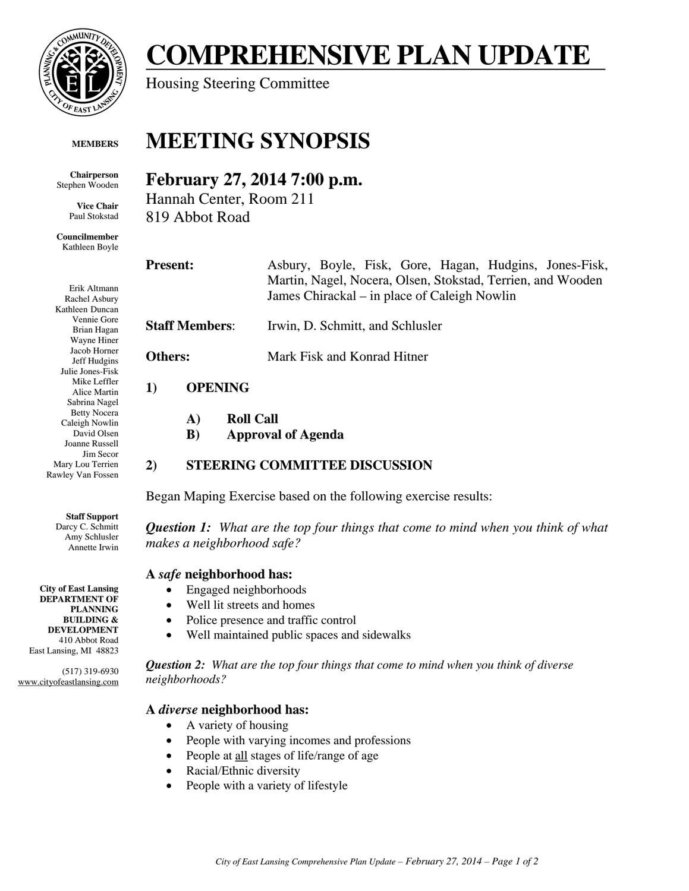# COMPREHENSIVE PLAN UPDATE

Housing Steering Committee

**MEMBERS**

**Chairperson**
Stephen Wooden

**Vice Chair**
Paul Stokstad

**Councilmember**
Kathleen Boyle

Erik Altmann
Rachel Asbury
Kathleen Duncan
Vennie Gore
Brian Hagan
Wayne Hiner
Jacob Horner
Jeff Hudgins
Julie Jones-Fisk
Mike Leffler
Alice Martin
Sabrina Nagel
Betty Nocera
Caleigh Nowlin
David Olsen
Joanne Russell
Jim Secor
Mary Lou Terrien
Rawley Van Fossen

**Staff Support**
Darcy C. Schmitt
Amy Schlusler
Annette Irwin

**City of East Lansing**
**DEPARTMENT OF PLANNING BUILDING & DEVELOPMENT**
410 Abbot Road
East Lansing, MI 48823

(517) 319-6930
www.cityofeastlansing.com

# MEETING SYNOPSIS

## February 27, 2014 7:00 p.m.

Hannah Center, Room 211
819 Abbot Road

**Present:** Asbury, Boyle, Fisk, Gore, Hagan, Hudgins, Jones-Fisk, Martin, Nagel, Nocera, Olsen, Stokstad, Terrien, and Wooden
James Chirackal – in place of Caleigh Nowlin

**Staff Members**: Irwin, D. Schmitt, and Schlusler

**Others:** Mark Fisk and Konrad Hitner

### 1) OPENING

**A) Roll Call**
**B) Approval of Agenda**

### 2) STEERING COMMITTEE DISCUSSION

Began Maping Exercise based on the following exercise results:

***Question 1:*** *What are the top four things that come to mind when you think of what makes a neighborhood safe?*

**A *safe* neighborhood has:**

- Engaged neighborhoods
- Well lit streets and homes
- Police presence and traffic control
- Well maintained public spaces and sidewalks

***Question 2:*** *What are the top four things that come to mind when you think of diverse neighborhoods?*

**A *diverse* neighborhood has:**

- A variety of housing
- People with varying incomes and professions
- People at all stages of life/range of age
- Racial/Ethnic diversity
- People with a variety of lifestyle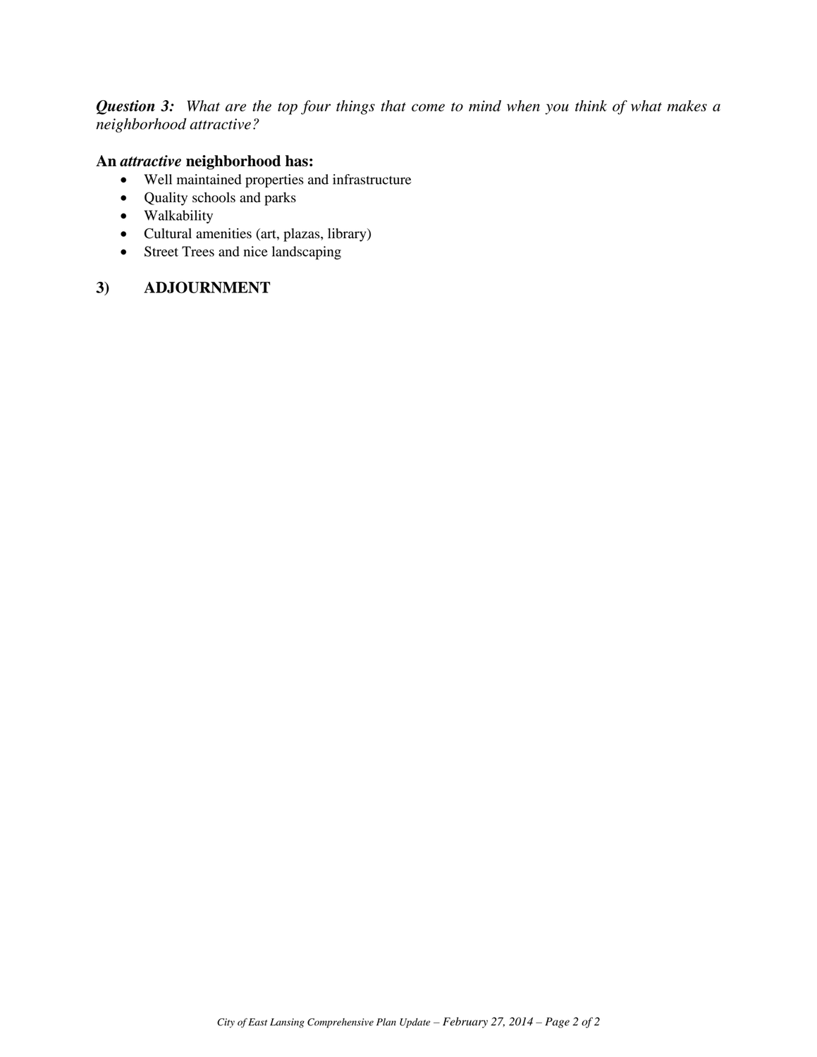***Question 3:*** *What are the top four things that come to mind when you think of what makes a neighborhood attractive?*

**An *attractive* neighborhood has:**

- Well maintained properties and infrastructure
- Quality schools and parks
- Walkability
- Cultural amenities (art, plazas, library)
- Street Trees and nice landscaping

## 3) ADJOURNMENT